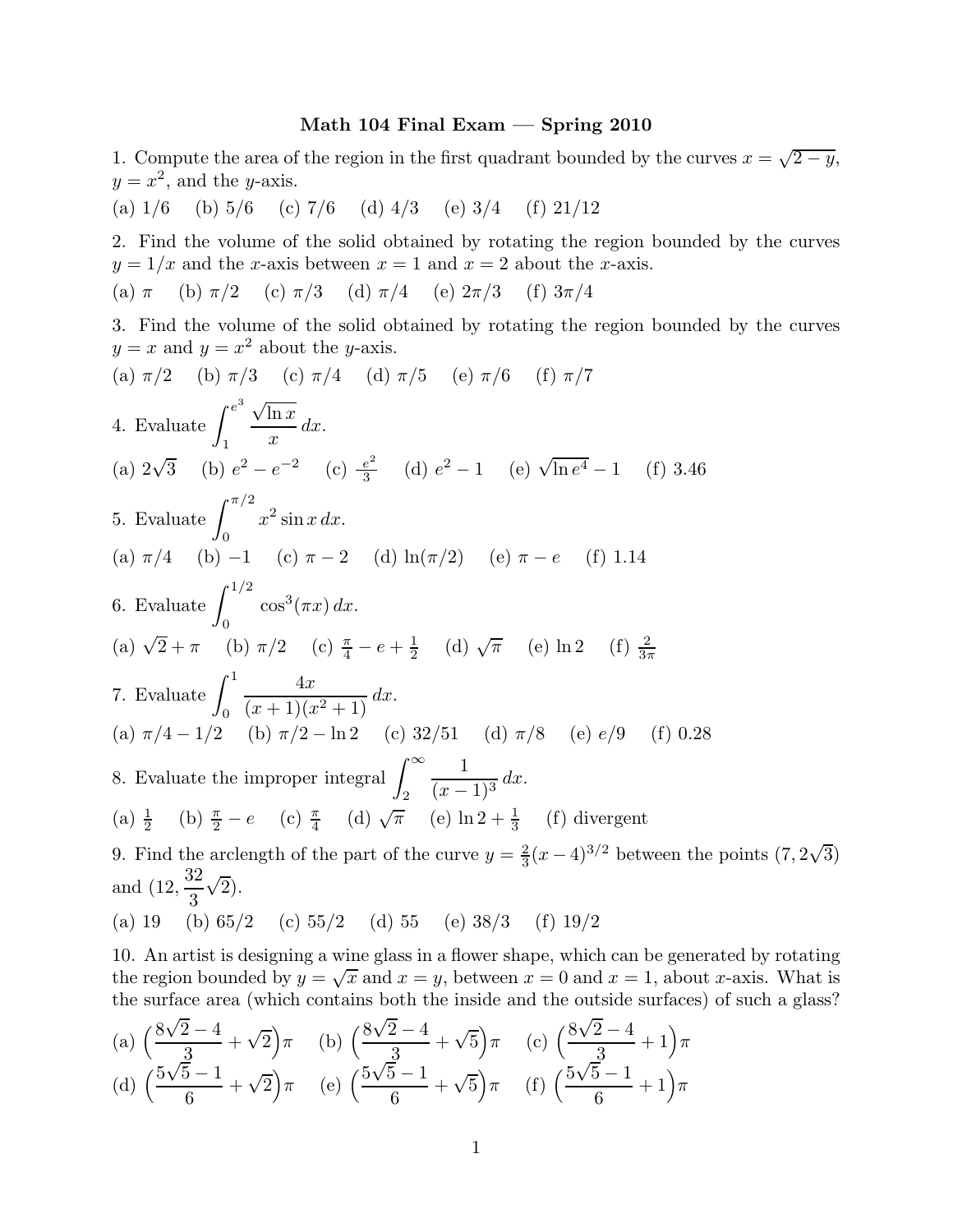# Math 104 Final Exam — Spring 2010

1. Compute the area of the region in the first quadrant bounded by the curves $x = \sqrt{2-y}$, $y = x^2$, and the $y$-axis.

(a) $1/6$ (b) $5/6$ (c) $7/6$ (d) $4/3$ (e) $3/4$ (f) $21/12$

2. Find the volume of the solid obtained by rotating the region bounded by the curves $y = 1/x$ and the $x$-axis between $x = 1$ and $x = 2$ about the $x$-axis.

(a) $\pi$ (b) $\pi/2$ (c) $\pi/3$ (d) $\pi/4$ (e) $2\pi/3$ (f) $3\pi/4$

3. Find the volume of the solid obtained by rotating the region bounded by the curves $y = x$ and $y = x^2$ about the $y$-axis.

(a) $\pi/2$ (b) $\pi/3$ (c) $\pi/4$ (d) $\pi/5$ (e) $\pi/6$ (f) $\pi/7$

4. Evaluate $\displaystyle\int_1^{e^3} \frac{\sqrt{\ln x}}{x}\,dx$.

(a) $2\sqrt{3}$ (b) $e^2 - e^{-2}$ (c) $\frac{e^2}{3}$ (d) $e^2 - 1$ (e) $\sqrt{\ln e^4} - 1$ (f) 3.46

5. Evaluate $\displaystyle\int_0^{\pi/2} x^2 \sin x\,dx$.

(a) $\pi/4$ (b) $-1$ (c) $\pi - 2$ (d) $\ln(\pi/2)$ (e) $\pi - e$ (f) 1.14

6. Evaluate $\displaystyle\int_0^{1/2} \cos^3(\pi x)\,dx$.

(a) $\sqrt{2} + \pi$ (b) $\pi/2$ (c) $\frac{\pi}{4} - e + \frac{1}{2}$ (d) $\sqrt{\pi}$ (e) $\ln 2$ (f) $\frac{2}{3\pi}$

7. Evaluate $\displaystyle\int_0^1 \frac{4x}{(x+1)(x^2+1)}\,dx$.

(a) $\pi/4 - 1/2$ (b) $\pi/2 - \ln 2$ (c) $32/51$ (d) $\pi/8$ (e) $e/9$ (f) 0.28

8. Evaluate the improper integral $\displaystyle\int_2^{\infty} \frac{1}{(x-1)^3}\,dx$.

(a) $\frac{1}{2}$ (b) $\frac{\pi}{2} - e$ (c) $\frac{\pi}{4}$ (d) $\sqrt{\pi}$ (e) $\ln 2 + \frac{1}{3}$ (f) divergent

9. Find the arclength of the part of the curve $y = \frac{2}{3}(x-4)^{3/2}$ between the points $(7, 2\sqrt{3})$ and $(12, \frac{32}{3}\sqrt{2})$.

(a) 19 (b) $65/2$ (c) $55/2$ (d) 55 (e) $38/3$ (f) $19/2$

10. An artist is designing a wine glass in a flower shape, which can be generated by rotating the region bounded by $y = \sqrt{x}$ and $x = y$, between $x = 0$ and $x = 1$, about $x$-axis. What is the surface area (which contains both the inside and the outside surfaces) of such a glass?

(a) $\left(\frac{8\sqrt{2}-4}{3} + \sqrt{2}\right)\pi$ (b) $\left(\frac{8\sqrt{2}-4}{3} + \sqrt{5}\right)\pi$ (c) $\left(\frac{8\sqrt{2}-4}{3} + 1\right)\pi$

(d) $\left(\frac{5\sqrt{5}-1}{6} + \sqrt{2}\right)\pi$ (e) $\left(\frac{5\sqrt{5}-1}{6} + \sqrt{5}\right)\pi$ (f) $\left(\frac{5\sqrt{5}-1}{6} + 1\right)\pi$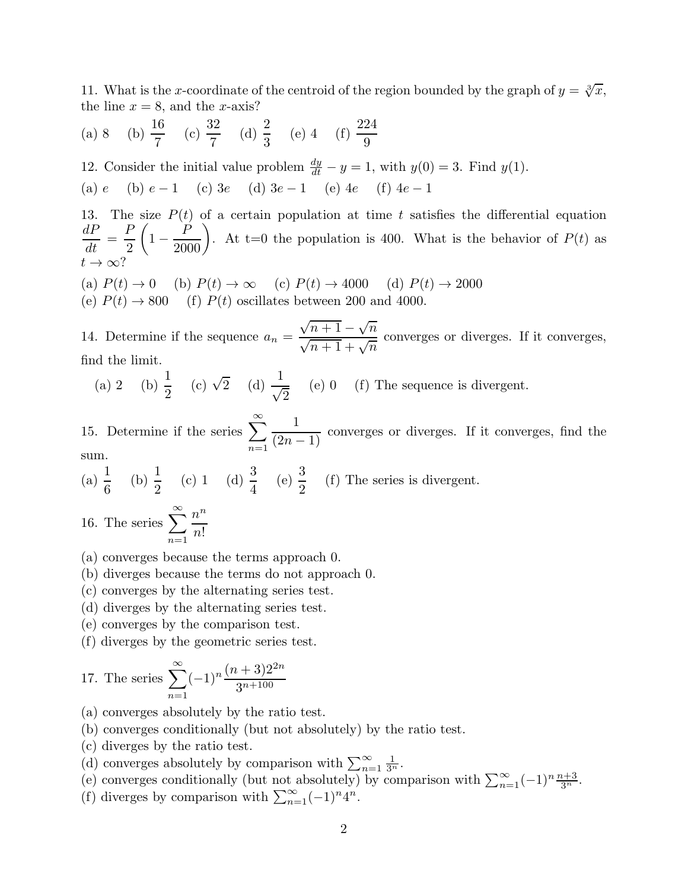11. What is the $x$-coordinate of the centroid of the region bounded by the graph of $y = \sqrt[3]{x}$, the line $x = 8$, and the $x$-axis?

(a) 8 (b) $\dfrac{16}{7}$ (c) $\dfrac{32}{7}$ (d) $\dfrac{2}{3}$ (e) 4 (f) $\dfrac{224}{9}$

12. Consider the initial value problem $\frac{dy}{dt} - y = 1$, with $y(0) = 3$. Find $y(1)$.

(a) $e$ (b) $e - 1$ (c) $3e$ (d) $3e - 1$ (e) $4e$ (f) $4e - 1$

13. The size $P(t)$ of a certain population at time $t$ satisfies the differential equation $\dfrac{dP}{dt} = \dfrac{P}{2}\left(1 - \dfrac{P}{2000}\right)$. At t=0 the population is 400. What is the behavior of $P(t)$ as $t \to \infty$?

(a) $P(t) \to 0$ (b) $P(t) \to \infty$ (c) $P(t) \to 4000$ (d) $P(t) \to 2000$
(e) $P(t) \to 800$ (f) $P(t)$ oscillates between 200 and 4000.

14. Determine if the sequence $a_n = \dfrac{\sqrt{n+1} - \sqrt{n}}{\sqrt{n+1} + \sqrt{n}}$ converges or diverges. If it converges, find the limit.

(a) 2 (b) $\dfrac{1}{2}$ (c) $\sqrt{2}$ (d) $\dfrac{1}{\sqrt{2}}$ (e) 0 (f) The sequence is divergent.

15. Determine if the series $\displaystyle\sum_{n=1}^{\infty} \frac{1}{(2n-1)}$ converges or diverges. If it converges, find the sum.

(a) $\dfrac{1}{6}$ (b) $\dfrac{1}{2}$ (c) 1 (d) $\dfrac{3}{4}$ (e) $\dfrac{3}{2}$ (f) The series is divergent.

16. The series $\displaystyle\sum_{n=1}^{\infty} \frac{n^n}{n!}$

(a) converges because the terms approach 0.
(b) diverges because the terms do not approach 0.
(c) converges by the alternating series test.
(d) diverges by the alternating series test.
(e) converges by the comparison test.
(f) diverges by the geometric series test.

17. The series $\displaystyle\sum_{n=1}^{\infty} (-1)^n \frac{(n+3)2^{2n}}{3^{n+100}}$

(a) converges absolutely by the ratio test.
(b) converges conditionally (but not absolutely) by the ratio test.
(c) diverges by the ratio test.
(d) converges absolutely by comparison with $\sum_{n=1}^{\infty} \frac{1}{3^n}$.
(e) converges conditionally (but not absolutely) by comparison with $\sum_{n=1}^{\infty} (-1)^n \frac{n+3}{3^n}$.
(f) diverges by comparison with $\sum_{n=1}^{\infty} (-1)^n 4^n$.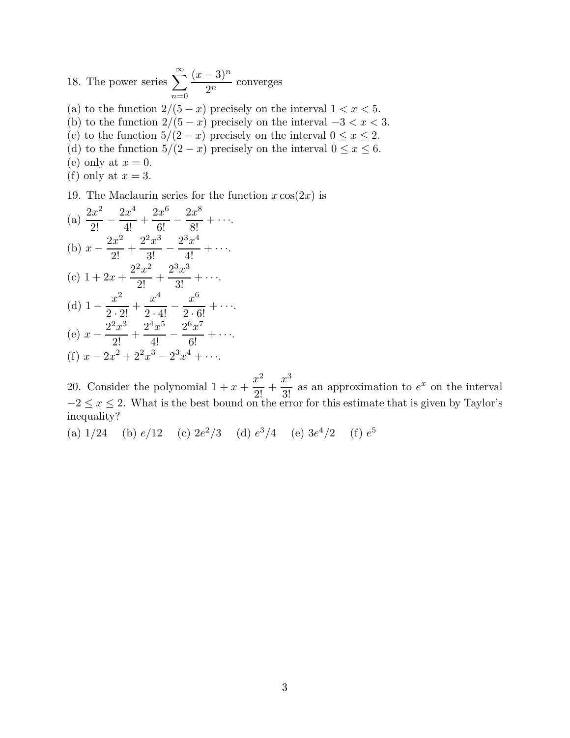18. The power series $\displaystyle\sum_{n=0}^{\infty} \frac{(x-3)^n}{2^n}$ converges

(a) to the function $2/(5-x)$ precisely on the interval $1 < x < 5$.
(b) to the function $2/(5-x)$ precisely on the interval $-3 < x < 3$.
(c) to the function $5/(2-x)$ precisely on the interval $0 \le x \le 2$.
(d) to the function $5/(2-x)$ precisely on the interval $0 \le x \le 6$.
(e) only at $x = 0$.
(f) only at $x = 3$.

19. The Maclaurin series for the function $x\cos(2x)$ is

(a) $\dfrac{2x^2}{2!} - \dfrac{2x^4}{4!} + \dfrac{2x^6}{6!} - \dfrac{2x^8}{8!} + \cdots$.

(b) $x - \dfrac{2x^2}{2!} + \dfrac{2^2x^3}{3!} - \dfrac{2^3x^4}{4!} + \cdots$.

(c) $1 + 2x + \dfrac{2^2x^2}{2!} + \dfrac{2^3x^3}{3!} + \cdots$.

(d) $1 - \dfrac{x^2}{2 \cdot 2!} + \dfrac{x^4}{2 \cdot 4!} - \dfrac{x^6}{2 \cdot 6!} + \cdots$.

(e) $x - \dfrac{2^2x^3}{2!} + \dfrac{2^4x^5}{4!} - \dfrac{2^6x^7}{6!} + \cdots$.

(f) $x - 2x^2 + 2^2x^3 - 2^3x^4 + \cdots$.

20. Consider the polynomial $1 + x + \dfrac{x^2}{2!} + \dfrac{x^3}{3!}$ as an approximation to $e^x$ on the interval $-2 \le x \le 2$. What is the best bound on the error for this estimate that is given by Taylor's inequality?

(a) $1/24$ (b) $e/12$ (c) $2e^2/3$ (d) $e^3/4$ (e) $3e^4/2$ (f) $e^5$